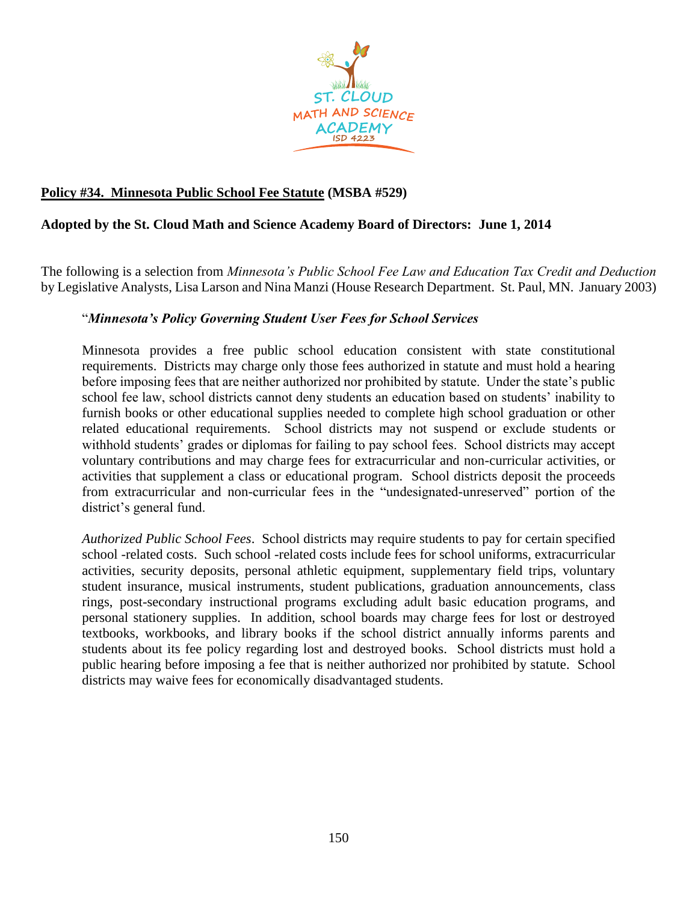**<u>Policy #34. Minnesota Public School Fee Statute</u> (MSBA #529)**

**Adopted by the St. Cloud Math and Science Academy Board of Directors: June 1, 2014**

The following is a selection from *Minnesota's Public School Fee Law and Education Tax Credit and Deduction* by Legislative Analysts, Lisa Larson and Nina Manzi (House Research Department. St. Paul, MN. January 2003)

> "***Minnesota's Policy Governing Student User Fees for School Services***
>
> Minnesota provides a free public school education consistent with state constitutional requirements. Districts may charge only those fees authorized in statute and must hold a hearing before imposing fees that are neither authorized nor prohibited by statute. Under the state's public school fee law, school districts cannot deny students an education based on students' inability to furnish books or other educational supplies needed to complete high school graduation or other related educational requirements. School districts may not suspend or exclude students or withhold students' grades or diplomas for failing to pay school fees. School districts may accept voluntary contributions and may charge fees for extracurricular and non-curricular activities, or activities that supplement a class or educational program. School districts deposit the proceeds from extracurricular and non-curricular fees in the "undesignated-unreserved" portion of the district's general fund.
>
> *Authorized Public School Fees*. School districts may require students to pay for certain specified school -related costs. Such school -related costs include fees for school uniforms, extracurricular activities, security deposits, personal athletic equipment, supplementary field trips, voluntary student insurance, musical instruments, student publications, graduation announcements, class rings, post-secondary instructional programs excluding adult basic education programs, and personal stationery supplies. In addition, school boards may charge fees for lost or destroyed textbooks, workbooks, and library books if the school district annually informs parents and students about its fee policy regarding lost and destroyed books. School districts must hold a public hearing before imposing a fee that is neither authorized nor prohibited by statute. School districts may waive fees for economically disadvantaged students.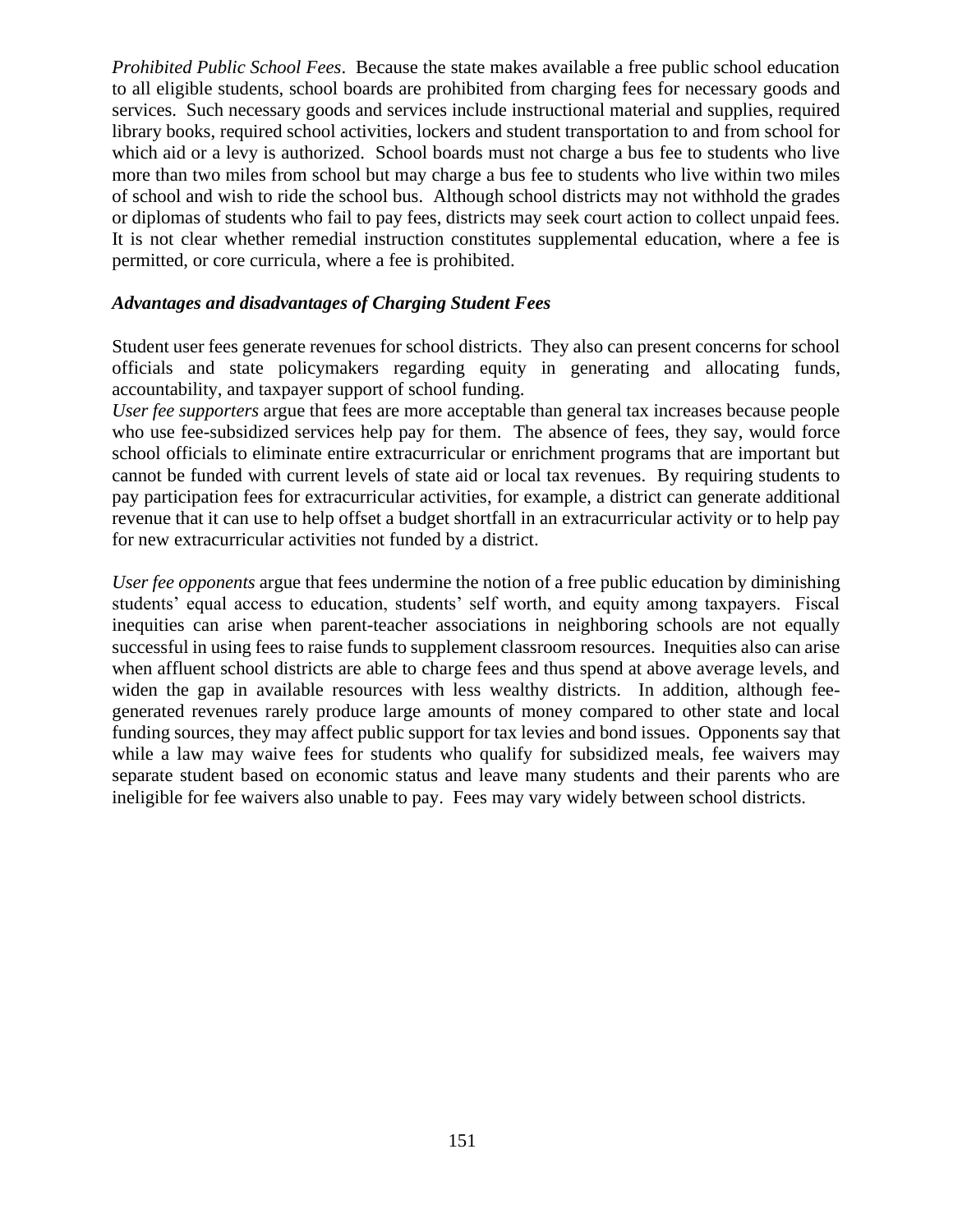*Prohibited Public School Fees*. Because the state makes available a free public school education to all eligible students, school boards are prohibited from charging fees for necessary goods and services. Such necessary goods and services include instructional material and supplies, required library books, required school activities, lockers and student transportation to and from school for which aid or a levy is authorized. School boards must not charge a bus fee to students who live more than two miles from school but may charge a bus fee to students who live within two miles of school and wish to ride the school bus. Although school districts may not withhold the grades or diplomas of students who fail to pay fees, districts may seek court action to collect unpaid fees. It is not clear whether remedial instruction constitutes supplemental education, where a fee is permitted, or core curricula, where a fee is prohibited.

### *Advantages and disadvantages of Charging Student Fees*

Student user fees generate revenues for school districts. They also can present concerns for school officials and state policymakers regarding equity in generating and allocating funds, accountability, and taxpayer support of school funding.

*User fee supporters* argue that fees are more acceptable than general tax increases because people who use fee-subsidized services help pay for them. The absence of fees, they say, would force school officials to eliminate entire extracurricular or enrichment programs that are important but cannot be funded with current levels of state aid or local tax revenues. By requiring students to pay participation fees for extracurricular activities, for example, a district can generate additional revenue that it can use to help offset a budget shortfall in an extracurricular activity or to help pay for new extracurricular activities not funded by a district.

*User fee opponents* argue that fees undermine the notion of a free public education by diminishing students' equal access to education, students' self worth, and equity among taxpayers. Fiscal inequities can arise when parent-teacher associations in neighboring schools are not equally successful in using fees to raise funds to supplement classroom resources. Inequities also can arise when affluent school districts are able to charge fees and thus spend at above average levels, and widen the gap in available resources with less wealthy districts. In addition, although fee-generated revenues rarely produce large amounts of money compared to other state and local funding sources, they may affect public support for tax levies and bond issues. Opponents say that while a law may waive fees for students who qualify for subsidized meals, fee waivers may separate student based on economic status and leave many students and their parents who are ineligible for fee waivers also unable to pay. Fees may vary widely between school districts.